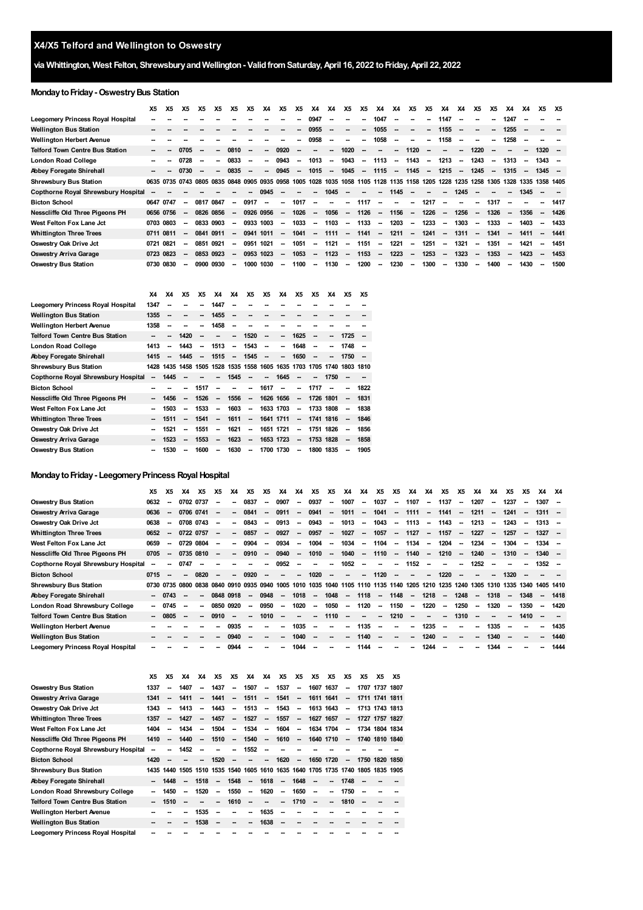# X4/X5 Telford and Wellington to Oswestry

## via Whittington, West Felton, Shrewsbury and Wellington - Valid from Saturday, April 16, 2022 to Friday, April 22, 2022

### Monday to Friday - Oswestry Bus Station

| | X5 | X5 | X5 | X5 | X5 | X5 | X5 | X4 | X5 | X5 | X4 | X4 | X5 | X5 | X4 | X4 | X5 | X5 | X4 | X4 | X5 | X5 | X4 | X4 | X5 | X5 |
|---|---|---|---|---|---|---|---|---|---|---|---|---|---|---|---|---|---|---|---|---|---|---|---|---|---|---|
| Leegomery Princess Royal Hospital | -- | -- | -- | -- | -- | -- | -- | -- | -- | -- | 0947 | -- | -- | -- | 1047 | -- | -- | -- | 1147 | -- | -- | -- | 1247 | -- | -- | -- |
| Wellington Bus Station | -- | -- | -- | -- | -- | -- | -- | -- | -- | -- | 0955 | -- | -- | -- | 1055 | -- | -- | -- | 1155 | -- | -- | -- | 1255 | -- | -- | -- |
| Wellington Herbert Avenue | -- | -- | -- | -- | -- | -- | -- | -- | -- | -- | 0958 | -- | -- | -- | 1058 | -- | -- | -- | 1158 | -- | -- | -- | 1258 | -- | -- | -- |
| Telford Town Centre Bus Station | -- | -- | 0705 | -- | -- | 0810 | -- | -- | 0920 | -- | -- | -- | 1020 | -- | -- | -- | 1120 | -- | -- | -- | 1220 | -- | -- | -- | 1320 | -- |
| London Road College | -- | -- | 0728 | -- | -- | 0833 | -- | -- | 0943 | -- | 1013 | -- | 1043 | -- | 1113 | -- | 1143 | -- | 1213 | -- | 1243 | -- | 1313 | -- | 1343 | -- |
| Abbey Foregate Shirehall | -- | -- | 0730 | -- | -- | 0835 | -- | -- | 0945 | -- | 1015 | -- | 1045 | -- | 1115 | -- | 1145 | -- | 1215 | -- | 1245 | -- | 1315 | -- | 1345 | -- |
| Shrewsbury Bus Station | 0635 | 0735 | 0743 | 0805 | 0835 | 0848 | 0905 | 0935 | 0958 | 1005 | 1028 | 1035 | 1058 | 1105 | 1128 | 1135 | 1158 | 1205 | 1228 | 1235 | 1258 | 1305 | 1328 | 1335 | 1358 | 1405 |
| Copthorne Royal Shrewsbury Hospital | -- | -- | -- | -- | -- | -- | -- | 0945 | -- | -- | -- | 1045 | -- | -- | -- | 1145 | -- | -- | -- | 1245 | -- | -- | -- | 1345 | -- | -- |
| Bicton School | 0647 | 0747 | -- | 0817 | 0847 | -- | 0917 | -- | -- | 1017 | -- | -- | -- | 1117 | -- | -- | -- | 1217 | -- | -- | -- | 1317 | -- | -- | -- | 1417 |
| Nesscliffe Old Three Pigeons PH | 0656 | 0756 | -- | 0826 | 0856 | -- | 0926 | 0956 | -- | 1026 | -- | 1056 | -- | 1126 | -- | 1156 | -- | 1226 | -- | 1256 | -- | 1326 | -- | 1356 | -- | 1426 |
| West Felton Fox Lane Jct | 0703 | 0803 | -- | 0833 | 0903 | -- | 0933 | 1003 | -- | 1033 | -- | 1103 | -- | 1133 | -- | 1203 | -- | 1233 | -- | 1303 | -- | 1333 | -- | 1403 | -- | 1433 |
| Whittington Three Trees | 0711 | 0811 | -- | 0841 | 0911 | -- | 0941 | 1011 | -- | 1041 | -- | 1111 | -- | 1141 | -- | 1211 | -- | 1241 | -- | 1311 | -- | 1341 | -- | 1411 | -- | 1441 |
| Oswestry Oak Drive Jct | 0721 | 0821 | -- | 0851 | 0921 | -- | 0951 | 1021 | -- | 1051 | -- | 1121 | -- | 1151 | -- | 1221 | -- | 1251 | -- | 1321 | -- | 1351 | -- | 1421 | -- | 1451 |
| Oswestry Arriva Garage | 0723 | 0823 | -- | 0853 | 0923 | -- | 0953 | 1023 | -- | 1053 | -- | 1123 | -- | 1153 | -- | 1223 | -- | 1253 | -- | 1323 | -- | 1353 | -- | 1423 | -- | 1453 |
| Oswestry Bus Station | 0730 | 0830 | -- | 0900 | 0930 | -- | 1000 | 1030 | -- | 1100 | -- | 1130 | -- | 1200 | -- | 1230 | -- | 1300 | -- | 1330 | -- | 1400 | -- | 1430 | -- | 1500 |

| | X4 | X4 | X5 | X5 | X4 | X4 | X5 | X5 | X4 | X5 | X5 | X4 | X5 | X5 |
|---|---|---|---|---|---|---|---|---|---|---|---|---|---|---|
| Leegomery Princess Royal Hospital | 1347 | -- | -- | -- | 1447 | -- | -- | -- | -- | -- | -- | -- | -- | -- |
| Wellington Bus Station | 1355 | -- | -- | -- | 1455 | -- | -- | -- | -- | -- | -- | -- | -- | -- |
| Wellington Herbert Avenue | 1358 | -- | -- | -- | 1458 | -- | -- | -- | -- | -- | -- | -- | -- | -- |
| Telford Town Centre Bus Station | -- | -- | 1420 | -- | -- | -- | 1520 | -- | -- | 1625 | -- | -- | 1725 | -- |
| London Road College | 1413 | -- | 1443 | -- | 1513 | -- | 1543 | -- | -- | 1648 | -- | -- | 1748 | -- |
| Abbey Foregate Shirehall | 1415 | -- | 1445 | -- | 1515 | -- | 1545 | -- | -- | 1650 | -- | -- | 1750 | -- |
| Shrewsbury Bus Station | 1428 | 1435 | 1458 | 1505 | 1528 | 1535 | 1558 | 1605 | 1635 | 1703 | 1705 | 1740 | 1803 | 1810 |
| Copthorne Royal Shrewsbury Hospital | -- | 1445 | -- | -- | -- | 1545 | -- | -- | 1645 | -- | -- | 1750 | -- | -- |
| Bicton School | -- | -- | -- | 1517 | -- | -- | -- | 1617 | -- | -- | 1717 | -- | -- | 1822 |
| Nesscliffe Old Three Pigeons PH | -- | 1456 | -- | 1526 | -- | 1556 | -- | 1626 | 1656 | -- | 1726 | 1801 | -- | 1831 |
| West Felton Fox Lane Jct | -- | 1503 | -- | 1533 | -- | 1603 | -- | 1633 | 1703 | -- | 1733 | 1808 | -- | 1838 |
| Whittington Three Trees | -- | 1511 | -- | 1541 | -- | 1611 | -- | 1641 | 1711 | -- | 1741 | 1816 | -- | 1846 |
| Oswestry Oak Drive Jct | -- | 1521 | -- | 1551 | -- | 1621 | -- | 1651 | 1721 | -- | 1751 | 1826 | -- | 1856 |
| Oswestry Arriva Garage | -- | 1523 | -- | 1553 | -- | 1623 | -- | 1653 | 1723 | -- | 1753 | 1828 | -- | 1858 |
| Oswestry Bus Station | -- | 1530 | -- | 1600 | -- | 1630 | -- | 1700 | 1730 | -- | 1800 | 1835 | -- | 1905 |

### Monday to Friday - Leegomery Princess Royal Hospital

| | X5 | X5 | X4 | X5 | X5 | X4 | X5 | X5 | X4 | X4 | X5 | X5 | X4 | X4 | X5 | X5 | X4 | X4 | X5 | X5 | X4 | X4 | X5 | X5 | X4 | X4 |
|---|---|---|---|---|---|---|---|---|---|---|---|---|---|---|---|---|---|---|---|---|---|---|---|---|---|---|
| Oswestry Bus Station | 0632 | -- | 0702 | 0737 | -- | -- | 0837 | -- | 0907 | -- | 0937 | -- | 1007 | -- | 1037 | -- | 1107 | -- | 1137 | -- | 1207 | -- | 1237 | -- | 1307 | -- |
| Oswestry Arriva Garage | 0636 | -- | 0706 | 0741 | -- | -- | 0841 | -- | 0911 | -- | 0941 | -- | 1011 | -- | 1041 | -- | 1111 | -- | 1141 | -- | 1211 | -- | 1241 | -- | 1311 | -- |
| Oswestry Oak Drive Jct | 0638 | -- | 0708 | 0743 | -- | -- | 0843 | -- | 0913 | -- | 0943 | -- | 1013 | -- | 1043 | -- | 1113 | -- | 1143 | -- | 1213 | -- | 1243 | -- | 1313 | -- |
| Whittington Three Trees | 0652 | -- | 0722 | 0757 | -- | -- | 0857 | -- | 0927 | -- | 0957 | -- | 1027 | -- | 1057 | -- | 1127 | -- | 1157 | -- | 1227 | -- | 1257 | -- | 1327 | -- |
| West Felton Fox Lane Jct | 0659 | -- | 0729 | 0804 | -- | -- | 0904 | -- | 0934 | -- | 1004 | -- | 1034 | -- | 1104 | -- | 1134 | -- | 1204 | -- | 1234 | -- | 1304 | -- | 1334 | -- |
| Nesscliffe Old Three Pigeons PH | 0705 | -- | 0735 | 0810 | -- | -- | 0910 | -- | 0940 | -- | 1010 | -- | 1040 | -- | 1110 | -- | 1140 | -- | 1210 | -- | 1240 | -- | 1310 | -- | 1340 | -- |
| Copthorne Royal Shrewsbury Hospital | -- | -- | 0747 | -- | -- | -- | -- | -- | 0952 | -- | -- | -- | 1052 | -- | -- | -- | 1152 | -- | -- | -- | 1252 | -- | -- | -- | 1352 | -- |
| Bicton School | 0715 | -- | -- | 0820 | -- | -- | 0920 | -- | -- | -- | 1020 | -- | -- | -- | 1120 | -- | -- | -- | 1220 | -- | -- | -- | 1320 | -- | -- | -- |
| Shrewsbury Bus Station | 0730 | 0735 | 0800 | 0838 | 0840 | 0910 | 0935 | 0940 | 1005 | 1010 | 1035 | 1040 | 1105 | 1110 | 1135 | 1140 | 1205 | 1210 | 1235 | 1240 | 1305 | 1310 | 1335 | 1340 | 1405 | 1410 |
| Abbey Foregate Shirehall | -- | 0743 | -- | -- | 0848 | 0918 | -- | 0948 | -- | 1018 | -- | 1048 | -- | 1118 | -- | 1148 | -- | 1218 | -- | 1248 | -- | 1318 | -- | 1348 | -- | 1418 |
| London Road Shrewsbury College | -- | 0745 | -- | -- | 0850 | 0920 | -- | 0950 | -- | 1020 | -- | 1050 | -- | 1120 | -- | 1150 | -- | 1220 | -- | 1250 | -- | 1320 | -- | 1350 | -- | 1420 |
| Telford Town Centre Bus Station | -- | 0805 | -- | -- | 0910 | -- | -- | 1010 | -- | -- | -- | 1110 | -- | -- | -- | 1210 | -- | -- | -- | 1310 | -- | -- | -- | 1410 | -- | -- |
| Wellington Herbert Avenue | -- | -- | -- | -- | -- | 0935 | -- | -- | -- | 1035 | -- | -- | -- | 1135 | -- | -- | -- | 1235 | -- | -- | -- | 1335 | -- | -- | -- | 1435 |
| Wellington Bus Station | -- | -- | -- | -- | -- | 0940 | -- | -- | -- | 1040 | -- | -- | -- | 1140 | -- | -- | -- | 1240 | -- | -- | -- | 1340 | -- | -- | -- | 1440 |
| Leegomery Princess Royal Hospital | -- | -- | -- | -- | -- | 0944 | -- | -- | -- | 1044 | -- | -- | -- | 1144 | -- | -- | -- | 1244 | -- | -- | -- | 1344 | -- | -- | -- | 1444 |

| | X5 | X5 | X4 | X4 | X5 | X5 | X4 | X4 | X5 | X5 | X5 | X5 | X5 | X5 | X5 | X5 |
|---|---|---|---|---|---|---|---|---|---|---|---|---|---|---|---|---|
| Oswestry Bus Station | 1337 | -- | 1407 | -- | 1437 | -- | 1507 | -- | 1537 | -- | 1607 | 1637 | -- | 1707 | 1737 | 1807 |
| Oswestry Arriva Garage | 1341 | -- | 1411 | -- | 1441 | -- | 1511 | -- | 1541 | -- | 1611 | 1641 | -- | 1711 | 1741 | 1811 |
| Oswestry Oak Drive Jct | 1343 | -- | 1413 | -- | 1443 | -- | 1513 | -- | 1543 | -- | 1613 | 1643 | -- | 1713 | 1743 | 1813 |
| Whittington Three Trees | 1357 | -- | 1427 | -- | 1457 | -- | 1527 | -- | 1557 | -- | 1627 | 1657 | -- | 1727 | 1757 | 1827 |
| West Felton Fox Lane Jct | 1404 | -- | 1434 | -- | 1504 | -- | 1534 | -- | 1604 | -- | 1634 | 1704 | -- | 1734 | 1804 | 1834 |
| Nesscliffe Old Three Pigeons PH | 1410 | -- | 1440 | -- | 1510 | -- | 1540 | -- | 1610 | -- | 1640 | 1710 | -- | 1740 | 1810 | 1840 |
| Copthorne Royal Shrewsbury Hospital | -- | -- | 1452 | -- | -- | -- | 1552 | -- | -- | -- | -- | -- | -- | -- | -- | -- |
| Bicton School | 1420 | -- | -- | -- | 1520 | -- | -- | -- | 1620 | -- | 1650 | 1720 | -- | 1750 | 1820 | 1850 |
| Shrewsbury Bus Station | 1435 | 1440 | 1505 | 1510 | 1535 | 1540 | 1605 | 1610 | 1635 | 1640 | 1705 | 1735 | 1740 | 1805 | 1835 | 1905 |
| Abbey Foregate Shirehall | -- | 1448 | -- | 1518 | -- | 1548 | -- | 1618 | -- | 1648 | -- | -- | 1748 | -- | -- | -- |
| London Road Shrewsbury College | -- | 1450 | -- | 1520 | -- | 1550 | -- | 1620 | -- | 1650 | -- | -- | 1750 | -- | -- | -- |
| Telford Town Centre Bus Station | -- | 1510 | -- | -- | -- | 1610 | -- | -- | -- | 1710 | -- | -- | 1810 | -- | -- | -- |
| Wellington Herbert Avenue | -- | -- | -- | 1535 | -- | -- | -- | 1635 | -- | -- | -- | -- | -- | -- | -- | -- |
| Wellington Bus Station | -- | -- | -- | 1538 | -- | -- | -- | 1638 | -- | -- | -- | -- | -- | -- | -- | -- |
| Leegomery Princess Royal Hospital | -- | -- | -- | -- | -- | -- | -- | -- | -- | -- | -- | -- | -- | -- | -- | -- |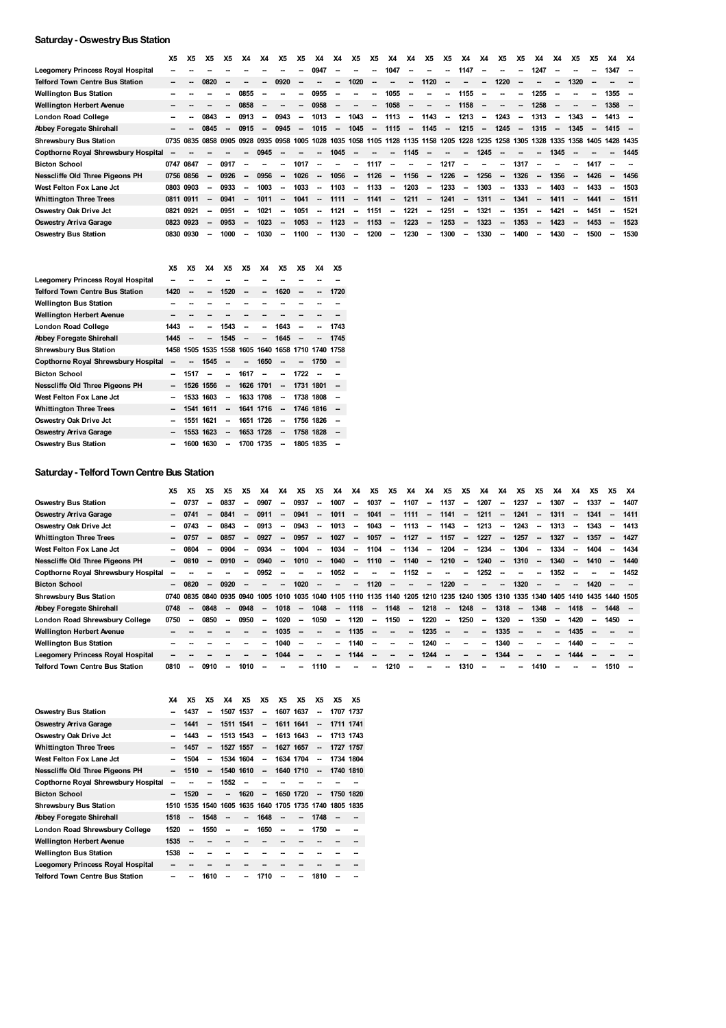## Saturday - Oswestry Bus Station

| | X5 | X5 | X5 | X5 | X4 | X4 | X5 | X5 | X4 | X4 | X5 | X5 | X4 | X4 | X5 | X5 | X4 | X4 | X5 | X5 | X4 | X4 | X5 | X5 | X4 | X4 | X5 | X5 | X4 | X5 | X5 | X4 | X5 | X5 | X4 | X5 |
|---|---|---|---|---|---|---|---|---|---|---|---|---|---|---|---|---|---|---|---|---|---|---|---|---|---|---|---|---|---|---|---|---|---|---|---|---|
| Leegomery Princess Royal Hospital | -- | -- | -- | -- | -- | -- | -- | -- | 0947 | -- | -- | -- | 1047 | -- | -- | -- | 1147 | -- | -- | -- | 1247 | -- | -- | -- | 1347 | -- | -- | -- | -- | -- | -- | -- | -- | -- | -- | -- |
| Telford Town Centre Bus Station | -- | -- | 0820 | -- | -- | -- | 0920 | -- | -- | -- | 1020 | -- | -- | -- | 1120 | -- | -- | -- | 1220 | -- | -- | -- | 1320 | -- | -- | -- | 1420 | -- | -- | 1520 | -- | -- | 1620 | -- | -- | 1720 |
| Wellington Bus Station | -- | -- | -- | -- | 0855 | -- | -- | -- | 0955 | -- | -- | -- | 1055 | -- | -- | -- | 1155 | -- | -- | -- | 1255 | -- | -- | -- | 1355 | -- | -- | -- | -- | -- | -- | -- | -- | -- | -- | -- |
| Wellington Herbert Avenue | -- | -- | -- | -- | 0858 | -- | -- | -- | 0958 | -- | -- | -- | 1058 | -- | -- | -- | 1158 | -- | -- | -- | 1258 | -- | -- | -- | 1358 | -- | -- | -- | -- | -- | -- | -- | -- | -- | -- | -- |
| London Road College | -- | -- | 0843 | -- | 0913 | -- | 0943 | -- | 1013 | -- | 1043 | -- | 1113 | -- | 1143 | -- | 1213 | -- | 1243 | -- | 1313 | -- | 1343 | -- | 1413 | -- | 1443 | -- | -- | 1543 | -- | -- | 1643 | -- | -- | 1743 |
| Abbey Foregate Shirehall | -- | -- | 0845 | -- | 0915 | -- | 0945 | -- | 1015 | -- | 1045 | -- | 1115 | -- | 1145 | -- | 1215 | -- | 1245 | -- | 1315 | -- | 1345 | -- | 1415 | -- | 1445 | -- | -- | 1545 | -- | -- | 1645 | -- | -- | 1745 |
| Shrewsbury Bus Station | 0735 | 0835 | 0858 | 0905 | 0928 | 0935 | 0958 | 1005 | 1028 | 1035 | 1058 | 1105 | 1128 | 1135 | 1158 | 1205 | 1228 | 1235 | 1258 | 1305 | 1328 | 1335 | 1358 | 1405 | 1428 | 1435 | 1458 | 1505 | 1535 | 1558 | 1605 | 1640 | 1658 | 1710 | 1740 | 1758 |
| Copthorne Royal Shrewsbury Hospital | -- | -- | -- | -- | -- | 0945 | -- | -- | -- | 1045 | -- | -- | -- | 1145 | -- | -- | -- | 1245 | -- | -- | -- | 1345 | -- | -- | -- | 1445 | -- | -- | 1545 | -- | -- | 1650 | -- | -- | 1750 | -- |
| Bicton School | 0747 | 0847 | -- | 0917 | -- | -- | -- | 1017 | -- | -- | -- | 1117 | -- | -- | -- | 1217 | -- | -- | -- | 1317 | -- | -- | -- | 1417 | -- | -- | -- | 1517 | -- | -- | 1617 | -- | -- | 1722 | -- | -- |
| Nesscliffe Old Three Pigeons PH | 0756 | 0856 | -- | 0926 | -- | 0956 | -- | 1026 | -- | 1056 | -- | 1126 | -- | 1156 | -- | 1226 | -- | 1256 | -- | 1326 | -- | 1356 | -- | 1426 | -- | 1456 | -- | 1526 | 1556 | -- | 1626 | 1701 | -- | 1731 | 1801 | -- |
| West Felton Fox Lane Jct | 0803 | 0903 | -- | 0933 | -- | 1003 | -- | 1033 | -- | 1103 | -- | 1133 | -- | 1203 | -- | 1233 | -- | 1303 | -- | 1333 | -- | 1403 | -- | 1433 | -- | 1503 | -- | 1533 | 1603 | -- | 1633 | 1708 | -- | 1738 | 1808 | -- |
| Whittington Three Trees | 0811 | 0911 | -- | 0941 | -- | 1011 | -- | 1041 | -- | 1111 | -- | 1141 | -- | 1211 | -- | 1241 | -- | 1311 | -- | 1341 | -- | 1411 | -- | 1441 | -- | 1511 | -- | 1541 | 1611 | -- | 1641 | 1716 | -- | 1746 | 1816 | -- |
| Oswestry Oak Drive Jct | 0821 | 0921 | -- | 0951 | -- | 1021 | -- | 1051 | -- | 1121 | -- | 1151 | -- | 1221 | -- | 1251 | -- | 1321 | -- | 1351 | -- | 1421 | -- | 1451 | -- | 1521 | -- | 1551 | 1621 | -- | 1651 | 1726 | -- | 1756 | 1826 | -- |
| Oswestry Arriva Garage | 0823 | 0923 | -- | 0953 | -- | 1023 | -- | 1053 | -- | 1123 | -- | 1153 | -- | 1223 | -- | 1253 | -- | 1323 | -- | 1353 | -- | 1423 | -- | 1453 | -- | 1523 | -- | 1553 | 1623 | -- | 1653 | 1728 | -- | 1758 | 1828 | -- |
| Oswestry Bus Station | 0830 | 0930 | -- | 1000 | -- | 1030 | -- | 1100 | -- | 1130 | -- | 1200 | -- | 1230 | -- | 1300 | -- | 1330 | -- | 1400 | -- | 1430 | -- | 1500 | -- | 1530 | -- | 1600 | 1630 | -- | 1700 | 1735 | -- | 1805 | 1835 | -- |

## Saturday - Telford Town Centre Bus Station

| | X5 | X5 | X5 | X5 | X5 | X4 | X4 | X5 | X5 | X4 | X4 | X5 | X5 | X4 | X4 | X5 | X5 | X4 | X4 | X5 | X5 | X4 | X4 | X5 | X5 | X4 | X4 | X5 | X5 | X4 | X5 | X5 | X5 | X5 | X5 | X5 | X5 |
|---|---|---|---|---|---|---|---|---|---|---|---|---|---|---|---|---|---|---|---|---|---|---|---|---|---|---|---|---|---|---|---|---|---|---|---|---|---|
| Oswestry Bus Station | -- | 0737 | -- | 0837 | -- | 0907 | -- | 0937 | -- | 1007 | -- | 1037 | -- | 1107 | -- | 1137 | -- | 1207 | -- | 1237 | -- | 1307 | -- | 1337 | -- | 1407 | -- | 1437 | -- | 1507 | 1537 | -- | 1607 | 1637 | -- | 1707 | 1737 |
| Oswestry Arriva Garage | -- | 0741 | -- | 0841 | -- | 0911 | -- | 0941 | -- | 1011 | -- | 1041 | -- | 1111 | -- | 1141 | -- | 1211 | -- | 1241 | -- | 1311 | -- | 1341 | -- | 1411 | -- | 1441 | -- | 1511 | 1541 | -- | 1611 | 1641 | -- | 1711 | 1741 |
| Oswestry Oak Drive Jct | -- | 0743 | -- | 0843 | -- | 0913 | -- | 0943 | -- | 1013 | -- | 1043 | -- | 1113 | -- | 1143 | -- | 1213 | -- | 1243 | -- | 1313 | -- | 1343 | -- | 1413 | -- | 1443 | -- | 1513 | 1543 | -- | 1613 | 1643 | -- | 1713 | 1743 |
| Whittington Three Trees | -- | 0757 | -- | 0857 | -- | 0927 | -- | 0957 | -- | 1027 | -- | 1057 | -- | 1127 | -- | 1157 | -- | 1227 | -- | 1257 | -- | 1327 | -- | 1357 | -- | 1427 | -- | 1457 | -- | 1527 | 1557 | -- | 1627 | 1657 | -- | 1727 | 1757 |
| West Felton Fox Lane Jct | -- | 0804 | -- | 0904 | -- | 0934 | -- | 1004 | -- | 1034 | -- | 1104 | -- | 1134 | -- | 1204 | -- | 1234 | -- | 1304 | -- | 1334 | -- | 1404 | -- | 1434 | -- | 1504 | -- | 1534 | 1604 | -- | 1634 | 1704 | -- | 1734 | 1804 |
| Nesscliffe Old Three Pigeons PH | -- | 0810 | -- | 0910 | -- | 0940 | -- | 1010 | -- | 1040 | -- | 1110 | -- | 1140 | -- | 1210 | -- | 1240 | -- | 1310 | -- | 1340 | -- | 1410 | -- | 1440 | -- | 1510 | -- | 1540 | 1610 | -- | 1640 | 1710 | -- | 1740 | 1810 |
| Copthorne Royal Shrewsbury Hospital | -- | -- | -- | -- | -- | 0952 | -- | -- | -- | 1052 | -- | -- | -- | 1152 | -- | -- | -- | 1252 | -- | -- | -- | 1352 | -- | -- | -- | 1452 | -- | -- | -- | 1552 | -- | -- | -- | -- | -- | -- | -- |
| Bicton School | -- | 0820 | -- | 0920 | -- | -- | -- | 1020 | -- | -- | -- | 1120 | -- | -- | -- | 1220 | -- | -- | -- | 1320 | -- | -- | -- | 1420 | -- | -- | -- | 1520 | -- | -- | 1620 | -- | 1650 | 1720 | -- | 1750 | 1820 |
| Shrewsbury Bus Station | 0740 | 0835 | 0840 | 0935 | 0940 | 1005 | 1010 | 1035 | 1040 | 1105 | 1110 | 1135 | 1140 | 1205 | 1210 | 1235 | 1240 | 1305 | 1310 | 1335 | 1340 | 1405 | 1410 | 1435 | 1440 | 1505 | 1510 | 1535 | 1540 | 1605 | 1635 | 1640 | 1705 | 1735 | 1740 | 1805 | 1835 |
| Abbey Foregate Shirehall | 0748 | -- | 0848 | -- | 0948 | -- | 1018 | -- | 1048 | -- | 1118 | -- | 1148 | -- | 1218 | -- | 1248 | -- | 1318 | -- | 1348 | -- | 1418 | -- | 1448 | -- | 1518 | -- | 1548 | -- | -- | 1648 | -- | -- | 1748 | -- | -- |
| London Road Shrewsbury College | 0750 | -- | 0850 | -- | 0950 | -- | 1020 | -- | 1050 | -- | 1120 | -- | 1150 | -- | 1220 | -- | 1250 | -- | 1320 | -- | 1350 | -- | 1420 | -- | 1450 | -- | 1520 | -- | 1550 | -- | -- | 1650 | -- | -- | 1750 | -- | -- |
| Wellington Herbert Avenue | -- | -- | -- | -- | -- | -- | 1035 | -- | -- | -- | 1135 | -- | -- | -- | 1235 | -- | -- | -- | 1335 | -- | -- | -- | 1435 | -- | -- | -- | 1535 | -- | -- | -- | -- | -- | -- | -- | -- | -- | -- |
| Wellington Bus Station | -- | -- | -- | -- | -- | -- | 1040 | -- | -- | -- | 1140 | -- | -- | -- | 1240 | -- | -- | -- | 1340 | -- | -- | -- | 1440 | -- | -- | -- | 1538 | -- | -- | -- | -- | -- | -- | -- | -- | -- | -- |
| Leegomery Princess Royal Hospital | -- | -- | -- | -- | -- | -- | 1044 | -- | -- | -- | 1144 | -- | -- | -- | 1244 | -- | -- | -- | 1344 | -- | -- | -- | 1444 | -- | -- | -- | -- | -- | -- | -- | -- | -- | -- | -- | -- | -- | -- |
| Telford Town Centre Bus Station | 0810 | -- | 0910 | -- | 1010 | -- | -- | -- | 1110 | -- | -- | -- | 1210 | -- | -- | -- | 1310 | -- | -- | -- | 1410 | -- | -- | -- | 1510 | -- | -- | -- | 1610 | -- | -- | 1710 | -- | -- | 1810 | -- | -- |